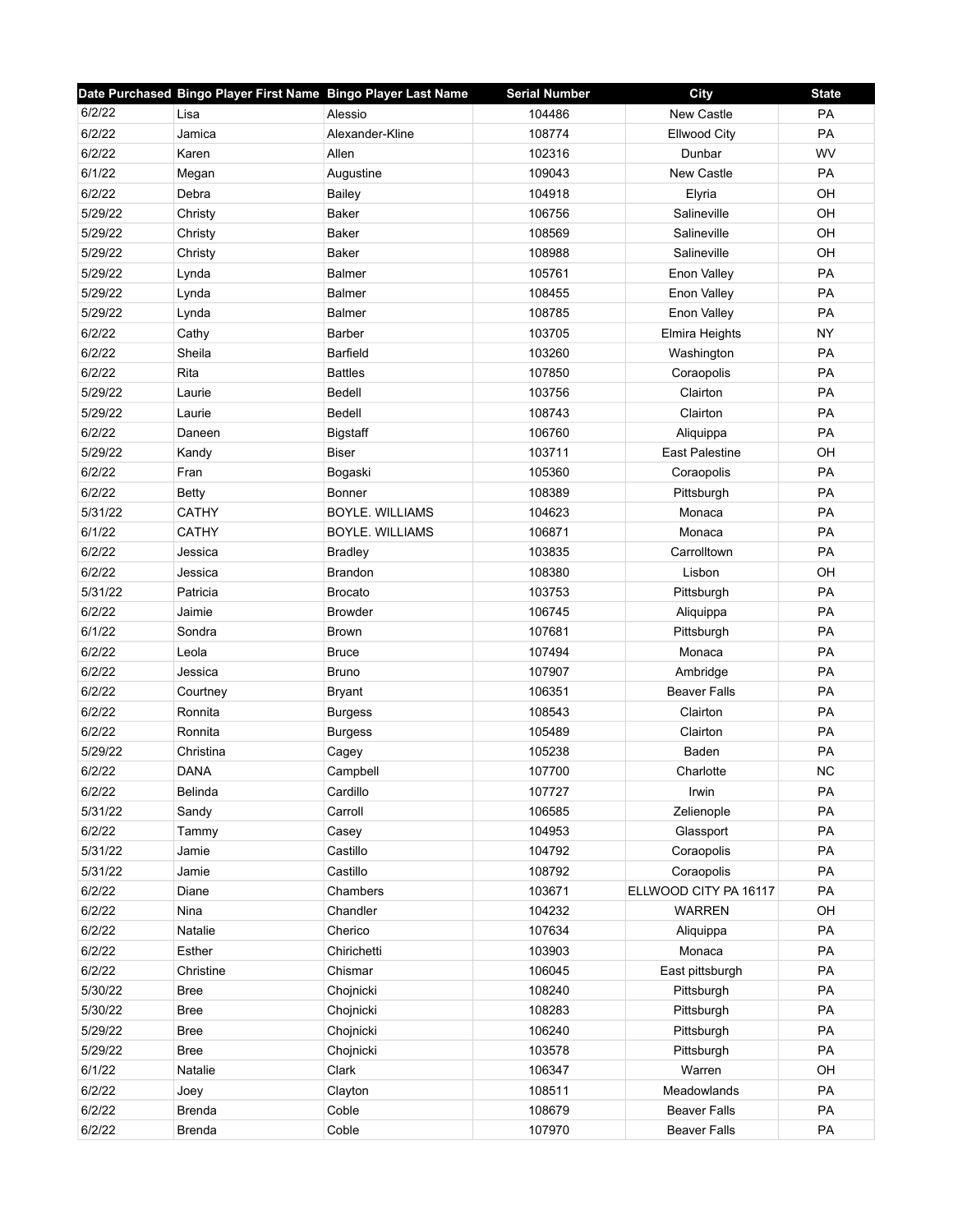| Date Purchased | Bingo Player First Name | Bingo Player Last Name | Serial Number | City | State |
| --- | --- | --- | --- | --- | --- |
| 6/2/22 | Lisa | Alessio | 104486 | New Castle | PA |
| 6/2/22 | Jamica | Alexander-Kline | 108774 | Ellwood City | PA |
| 6/2/22 | Karen | Allen | 102316 | Dunbar | WV |
| 6/1/22 | Megan | Augustine | 109043 | New Castle | PA |
| 6/2/22 | Debra | Bailey | 104918 | Elyria | OH |
| 5/29/22 | Christy | Baker | 106756 | Salineville | OH |
| 5/29/22 | Christy | Baker | 108569 | Salineville | OH |
| 5/29/22 | Christy | Baker | 108988 | Salineville | OH |
| 5/29/22 | Lynda | Balmer | 105761 | Enon Valley | PA |
| 5/29/22 | Lynda | Balmer | 108455 | Enon Valley | PA |
| 5/29/22 | Lynda | Balmer | 108785 | Enon Valley | PA |
| 6/2/22 | Cathy | Barber | 103705 | Elmira Heights | NY |
| 6/2/22 | Sheila | Barfield | 103260 | Washington | PA |
| 6/2/22 | Rita | Battles | 107850 | Coraopolis | PA |
| 5/29/22 | Laurie | Bedell | 103756 | Clairton | PA |
| 5/29/22 | Laurie | Bedell | 108743 | Clairton | PA |
| 6/2/22 | Daneen | Bigstaff | 106760 | Aliquippa | PA |
| 5/29/22 | Kandy | Biser | 103711 | East Palestine | OH |
| 6/2/22 | Fran | Bogaski | 105360 | Coraopolis | PA |
| 6/2/22 | Betty | Bonner | 108389 | Pittsburgh | PA |
| 5/31/22 | CATHY | BOYLE. WILLIAMS | 104623 | Monaca | PA |
| 6/1/22 | CATHY | BOYLE. WILLIAMS | 106871 | Monaca | PA |
| 6/2/22 | Jessica | Bradley | 103835 | Carrolltown | PA |
| 6/2/22 | Jessica | Brandon | 108380 | Lisbon | OH |
| 5/31/22 | Patricia | Brocato | 103753 | Pittsburgh | PA |
| 6/2/22 | Jaimie | Browder | 106745 | Aliquippa | PA |
| 6/1/22 | Sondra | Brown | 107681 | Pittsburgh | PA |
| 6/2/22 | Leola | Bruce | 107494 | Monaca | PA |
| 6/2/22 | Jessica | Bruno | 107907 | Ambridge | PA |
| 6/2/22 | Courtney | Bryant | 106351 | Beaver Falls | PA |
| 6/2/22 | Ronnita | Burgess | 108543 | Clairton | PA |
| 6/2/22 | Ronnita | Burgess | 105489 | Clairton | PA |
| 5/29/22 | Christina | Cagey | 105238 | Baden | PA |
| 6/2/22 | DANA | Campbell | 107700 | Charlotte | NC |
| 6/2/22 | Belinda | Cardillo | 107727 | Irwin | PA |
| 5/31/22 | Sandy | Carroll | 106585 | Zelienople | PA |
| 6/2/22 | Tammy | Casey | 104953 | Glassport | PA |
| 5/31/22 | Jamie | Castillo | 104792 | Coraopolis | PA |
| 5/31/22 | Jamie | Castillo | 108792 | Coraopolis | PA |
| 6/2/22 | Diane | Chambers | 103671 | ELLWOOD CITY PA 16117 | PA |
| 6/2/22 | Nina | Chandler | 104232 | WARREN | OH |
| 6/2/22 | Natalie | Cherico | 107634 | Aliquippa | PA |
| 6/2/22 | Esther | Chirichetti | 103903 | Monaca | PA |
| 6/2/22 | Christine | Chismar | 106045 | East pittsburgh | PA |
| 5/30/22 | Bree | Chojnicki | 108240 | Pittsburgh | PA |
| 5/30/22 | Bree | Chojnicki | 108283 | Pittsburgh | PA |
| 5/29/22 | Bree | Chojnicki | 106240 | Pittsburgh | PA |
| 5/29/22 | Bree | Chojnicki | 103578 | Pittsburgh | PA |
| 6/1/22 | Natalie | Clark | 106347 | Warren | OH |
| 6/2/22 | Joey | Clayton | 108511 | Meadowlands | PA |
| 6/2/22 | Brenda | Coble | 108679 | Beaver Falls | PA |
| 6/2/22 | Brenda | Coble | 107970 | Beaver Falls | PA |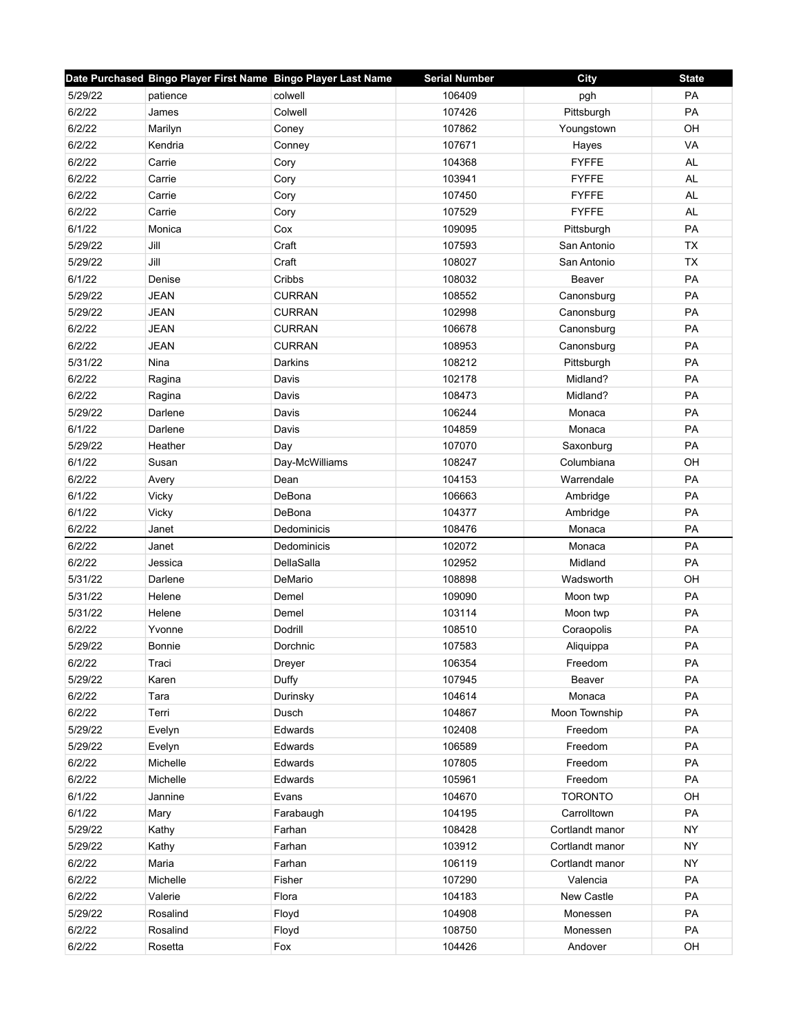| Date Purchased | Bingo Player First Name | Bingo Player Last Name | Serial Number | City | State |
|---|---|---|---|---|---|
| 5/29/22 | patience | colwell | 106409 | pgh | PA |
| 6/2/22 | James | Colwell | 107426 | Pittsburgh | PA |
| 6/2/22 | Marilyn | Coney | 107862 | Youngstown | OH |
| 6/2/22 | Kendria | Conney | 107671 | Hayes | VA |
| 6/2/22 | Carrie | Cory | 104368 | FYFFE | AL |
| 6/2/22 | Carrie | Cory | 103941 | FYFFE | AL |
| 6/2/22 | Carrie | Cory | 107450 | FYFFE | AL |
| 6/2/22 | Carrie | Cory | 107529 | FYFFE | AL |
| 6/1/22 | Monica | Cox | 109095 | Pittsburgh | PA |
| 5/29/22 | Jill | Craft | 107593 | San Antonio | TX |
| 5/29/22 | Jill | Craft | 108027 | San Antonio | TX |
| 6/1/22 | Denise | Cribbs | 108032 | Beaver | PA |
| 5/29/22 | JEAN | CURRAN | 108552 | Canonsburg | PA |
| 5/29/22 | JEAN | CURRAN | 102998 | Canonsburg | PA |
| 6/2/22 | JEAN | CURRAN | 106678 | Canonsburg | PA |
| 6/2/22 | JEAN | CURRAN | 108953 | Canonsburg | PA |
| 5/31/22 | Nina | Darkins | 108212 | Pittsburgh | PA |
| 6/2/22 | Ragina | Davis | 102178 | Midland? | PA |
| 6/2/22 | Ragina | Davis | 108473 | Midland? | PA |
| 5/29/22 | Darlene | Davis | 106244 | Monaca | PA |
| 6/1/22 | Darlene | Davis | 104859 | Monaca | PA |
| 5/29/22 | Heather | Day | 107070 | Saxonburg | PA |
| 6/1/22 | Susan | Day-McWilliams | 108247 | Columbiana | OH |
| 6/2/22 | Avery | Dean | 104153 | Warrendale | PA |
| 6/1/22 | Vicky | DeBona | 106663 | Ambridge | PA |
| 6/1/22 | Vicky | DeBona | 104377 | Ambridge | PA |
| 6/2/22 | Janet | Dedominicis | 108476 | Monaca | PA |
| 6/2/22 | Janet | Dedominicis | 102072 | Monaca | PA |
| 6/2/22 | Jessica | DellaSalla | 102952 | Midland | PA |
| 5/31/22 | Darlene | DeMario | 108898 | Wadsworth | OH |
| 5/31/22 | Helene | Demel | 109090 | Moon twp | PA |
| 5/31/22 | Helene | Demel | 103114 | Moon twp | PA |
| 6/2/22 | Yvonne | Dodrill | 108510 | Coraopolis | PA |
| 5/29/22 | Bonnie | Dorchnic | 107583 | Aliquippa | PA |
| 6/2/22 | Traci | Dreyer | 106354 | Freedom | PA |
| 5/29/22 | Karen | Duffy | 107945 | Beaver | PA |
| 6/2/22 | Tara | Durinsky | 104614 | Monaca | PA |
| 6/2/22 | Terri | Dusch | 104867 | Moon Township | PA |
| 5/29/22 | Evelyn | Edwards | 102408 | Freedom | PA |
| 5/29/22 | Evelyn | Edwards | 106589 | Freedom | PA |
| 6/2/22 | Michelle | Edwards | 107805 | Freedom | PA |
| 6/2/22 | Michelle | Edwards | 105961 | Freedom | PA |
| 6/1/22 | Jannine | Evans | 104670 | TORONTO | OH |
| 6/1/22 | Mary | Farabaugh | 104195 | Carrolltown | PA |
| 5/29/22 | Kathy | Farhan | 108428 | Cortlandt manor | NY |
| 5/29/22 | Kathy | Farhan | 103912 | Cortlandt manor | NY |
| 6/2/22 | Maria | Farhan | 106119 | Cortlandt manor | NY |
| 6/2/22 | Michelle | Fisher | 107290 | Valencia | PA |
| 6/2/22 | Valerie | Flora | 104183 | New Castle | PA |
| 5/29/22 | Rosalind | Floyd | 104908 | Monessen | PA |
| 6/2/22 | Rosalind | Floyd | 108750 | Monessen | PA |
| 6/2/22 | Rosetta | Fox | 104426 | Andover | OH |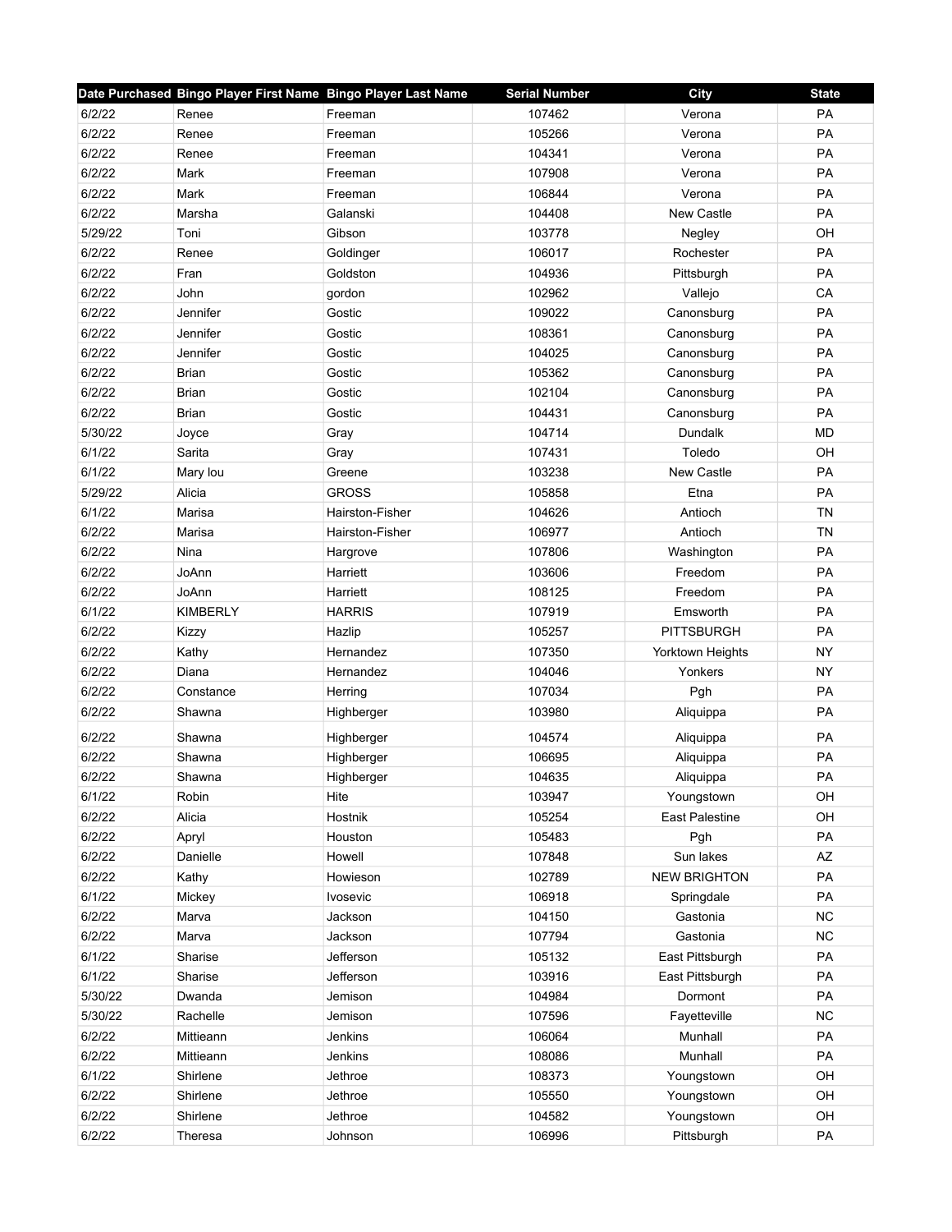| Date Purchased | Bingo Player First Name | Bingo Player Last Name | Serial Number | City | State |
|---|---|---|---|---|---|
| 6/2/22 | Renee | Freeman | 107462 | Verona | PA |
| 6/2/22 | Renee | Freeman | 105266 | Verona | PA |
| 6/2/22 | Renee | Freeman | 104341 | Verona | PA |
| 6/2/22 | Mark | Freeman | 107908 | Verona | PA |
| 6/2/22 | Mark | Freeman | 106844 | Verona | PA |
| 6/2/22 | Marsha | Galanski | 104408 | New Castle | PA |
| 5/29/22 | Toni | Gibson | 103778 | Negley | OH |
| 6/2/22 | Renee | Goldinger | 106017 | Rochester | PA |
| 6/2/22 | Fran | Goldston | 104936 | Pittsburgh | PA |
| 6/2/22 | John | gordon | 102962 | Vallejo | CA |
| 6/2/22 | Jennifer | Gostic | 109022 | Canonsburg | PA |
| 6/2/22 | Jennifer | Gostic | 108361 | Canonsburg | PA |
| 6/2/22 | Jennifer | Gostic | 104025 | Canonsburg | PA |
| 6/2/22 | Brian | Gostic | 105362 | Canonsburg | PA |
| 6/2/22 | Brian | Gostic | 102104 | Canonsburg | PA |
| 6/2/22 | Brian | Gostic | 104431 | Canonsburg | PA |
| 5/30/22 | Joyce | Gray | 104714 | Dundalk | MD |
| 6/1/22 | Sarita | Gray | 107431 | Toledo | OH |
| 6/1/22 | Mary lou | Greene | 103238 | New Castle | PA |
| 5/29/22 | Alicia | GROSS | 105858 | Etna | PA |
| 6/1/22 | Marisa | Hairston-Fisher | 104626 | Antioch | TN |
| 6/2/22 | Marisa | Hairston-Fisher | 106977 | Antioch | TN |
| 6/2/22 | Nina | Hargrove | 107806 | Washington | PA |
| 6/2/22 | JoAnn | Harriett | 103606 | Freedom | PA |
| 6/2/22 | JoAnn | Harriett | 108125 | Freedom | PA |
| 6/1/22 | KIMBERLY | HARRIS | 107919 | Emsworth | PA |
| 6/2/22 | Kizzy | Hazlip | 105257 | PITTSBURGH | PA |
| 6/2/22 | Kathy | Hernandez | 107350 | Yorktown Heights | NY |
| 6/2/22 | Diana | Hernandez | 104046 | Yonkers | NY |
| 6/2/22 | Constance | Herring | 107034 | Pgh | PA |
| 6/2/22 | Shawna | Highberger | 103980 | Aliquippa | PA |
| 6/2/22 | Shawna | Highberger | 104574 | Aliquippa | PA |
| 6/2/22 | Shawna | Highberger | 106695 | Aliquippa | PA |
| 6/2/22 | Shawna | Highberger | 104635 | Aliquippa | PA |
| 6/1/22 | Robin | Hite | 103947 | Youngstown | OH |
| 6/2/22 | Alicia | Hostnik | 105254 | East Palestine | OH |
| 6/2/22 | Apryl | Houston | 105483 | Pgh | PA |
| 6/2/22 | Danielle | Howell | 107848 | Sun lakes | AZ |
| 6/2/22 | Kathy | Howieson | 102789 | NEW BRIGHTON | PA |
| 6/1/22 | Mickey | Ivosevic | 106918 | Springdale | PA |
| 6/2/22 | Marva | Jackson | 104150 | Gastonia | NC |
| 6/2/22 | Marva | Jackson | 107794 | Gastonia | NC |
| 6/1/22 | Sharise | Jefferson | 105132 | East Pittsburgh | PA |
| 6/1/22 | Sharise | Jefferson | 103916 | East Pittsburgh | PA |
| 5/30/22 | Dwanda | Jemison | 104984 | Dormont | PA |
| 5/30/22 | Rachelle | Jemison | 107596 | Fayetteville | NC |
| 6/2/22 | Mittieann | Jenkins | 106064 | Munhall | PA |
| 6/2/22 | Mittieann | Jenkins | 108086 | Munhall | PA |
| 6/1/22 | Shirlene | Jethroe | 108373 | Youngstown | OH |
| 6/2/22 | Shirlene | Jethroe | 105550 | Youngstown | OH |
| 6/2/22 | Shirlene | Jethroe | 104582 | Youngstown | OH |
| 6/2/22 | Theresa | Johnson | 106996 | Pittsburgh | PA |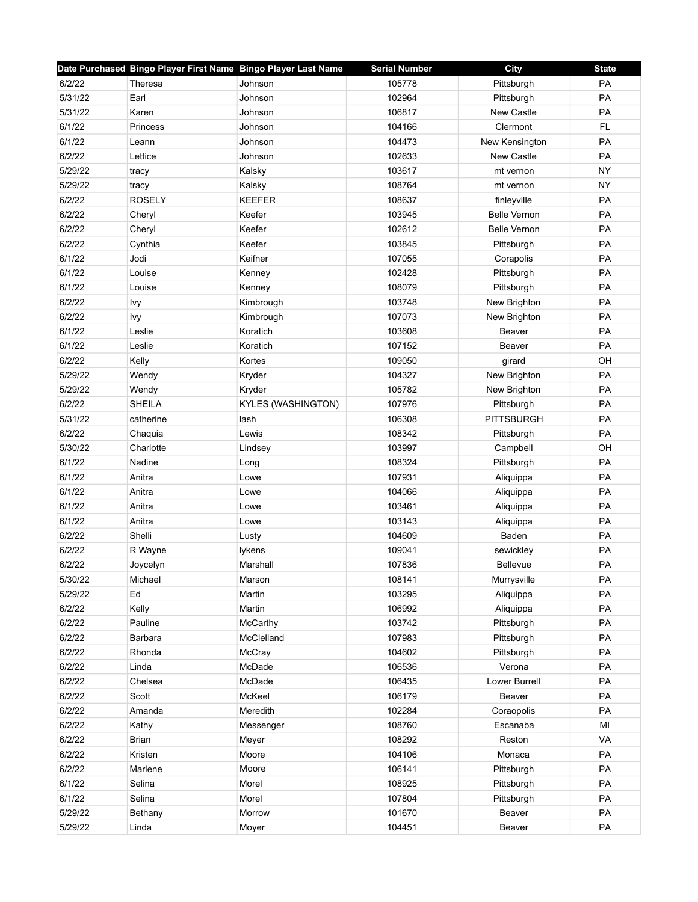| Date Purchased | Bingo Player First Name | Bingo Player Last Name | Serial Number | City | State |
|---|---|---|---|---|---|
| 6/2/22 | Theresa | Johnson | 105778 | Pittsburgh | PA |
| 5/31/22 | Earl | Johnson | 102964 | Pittsburgh | PA |
| 5/31/22 | Karen | Johnson | 106817 | New Castle | PA |
| 6/1/22 | Princess | Johnson | 104166 | Clermont | FL |
| 6/1/22 | Leann | Johnson | 104473 | New Kensington | PA |
| 6/2/22 | Lettice | Johnson | 102633 | New Castle | PA |
| 5/29/22 | tracy | Kalsky | 103617 | mt vernon | NY |
| 5/29/22 | tracy | Kalsky | 108764 | mt vernon | NY |
| 6/2/22 | ROSELY | KEEFER | 108637 | finleyville | PA |
| 6/2/22 | Cheryl | Keefer | 103945 | Belle Vernon | PA |
| 6/2/22 | Cheryl | Keefer | 102612 | Belle Vernon | PA |
| 6/2/22 | Cynthia | Keefer | 103845 | Pittsburgh | PA |
| 6/1/22 | Jodi | Keifner | 107055 | Corapolis | PA |
| 6/1/22 | Louise | Kenney | 102428 | Pittsburgh | PA |
| 6/1/22 | Louise | Kenney | 108079 | Pittsburgh | PA |
| 6/2/22 | Ivy | Kimbrough | 103748 | New Brighton | PA |
| 6/2/22 | Ivy | Kimbrough | 107073 | New Brighton | PA |
| 6/1/22 | Leslie | Koratich | 103608 | Beaver | PA |
| 6/1/22 | Leslie | Koratich | 107152 | Beaver | PA |
| 6/2/22 | Kelly | Kortes | 109050 | girard | OH |
| 5/29/22 | Wendy | Kryder | 104327 | New Brighton | PA |
| 5/29/22 | Wendy | Kryder | 105782 | New Brighton | PA |
| 6/2/22 | SHEILA | KYLES (WASHINGTON) | 107976 | Pittsburgh | PA |
| 5/31/22 | catherine | lash | 106308 | PITTSBURGH | PA |
| 6/2/22 | Chaquia | Lewis | 108342 | Pittsburgh | PA |
| 5/30/22 | Charlotte | Lindsey | 103997 | Campbell | OH |
| 6/1/22 | Nadine | Long | 108324 | Pittsburgh | PA |
| 6/1/22 | Anitra | Lowe | 107931 | Aliquippa | PA |
| 6/1/22 | Anitra | Lowe | 104066 | Aliquippa | PA |
| 6/1/22 | Anitra | Lowe | 103461 | Aliquippa | PA |
| 6/1/22 | Anitra | Lowe | 103143 | Aliquippa | PA |
| 6/2/22 | Shelli | Lusty | 104609 | Baden | PA |
| 6/2/22 | R Wayne | lykens | 109041 | sewickley | PA |
| 6/2/22 | Joycelyn | Marshall | 107836 | Bellevue | PA |
| 5/30/22 | Michael | Marson | 108141 | Murrysville | PA |
| 5/29/22 | Ed | Martin | 103295 | Aliquippa | PA |
| 6/2/22 | Kelly | Martin | 106992 | Aliquippa | PA |
| 6/2/22 | Pauline | McCarthy | 103742 | Pittsburgh | PA |
| 6/2/22 | Barbara | McClelland | 107983 | Pittsburgh | PA |
| 6/2/22 | Rhonda | McCray | 104602 | Pittsburgh | PA |
| 6/2/22 | Linda | McDade | 106536 | Verona | PA |
| 6/2/22 | Chelsea | McDade | 106435 | Lower Burrell | PA |
| 6/2/22 | Scott | McKeel | 106179 | Beaver | PA |
| 6/2/22 | Amanda | Meredith | 102284 | Coraopolis | PA |
| 6/2/22 | Kathy | Messenger | 108760 | Escanaba | MI |
| 6/2/22 | Brian | Meyer | 108292 | Reston | VA |
| 6/2/22 | Kristen | Moore | 104106 | Monaca | PA |
| 6/2/22 | Marlene | Moore | 106141 | Pittsburgh | PA |
| 6/1/22 | Selina | Morel | 108925 | Pittsburgh | PA |
| 6/1/22 | Selina | Morel | 107804 | Pittsburgh | PA |
| 5/29/22 | Bethany | Morrow | 101670 | Beaver | PA |
| 5/29/22 | Linda | Moyer | 104451 | Beaver | PA |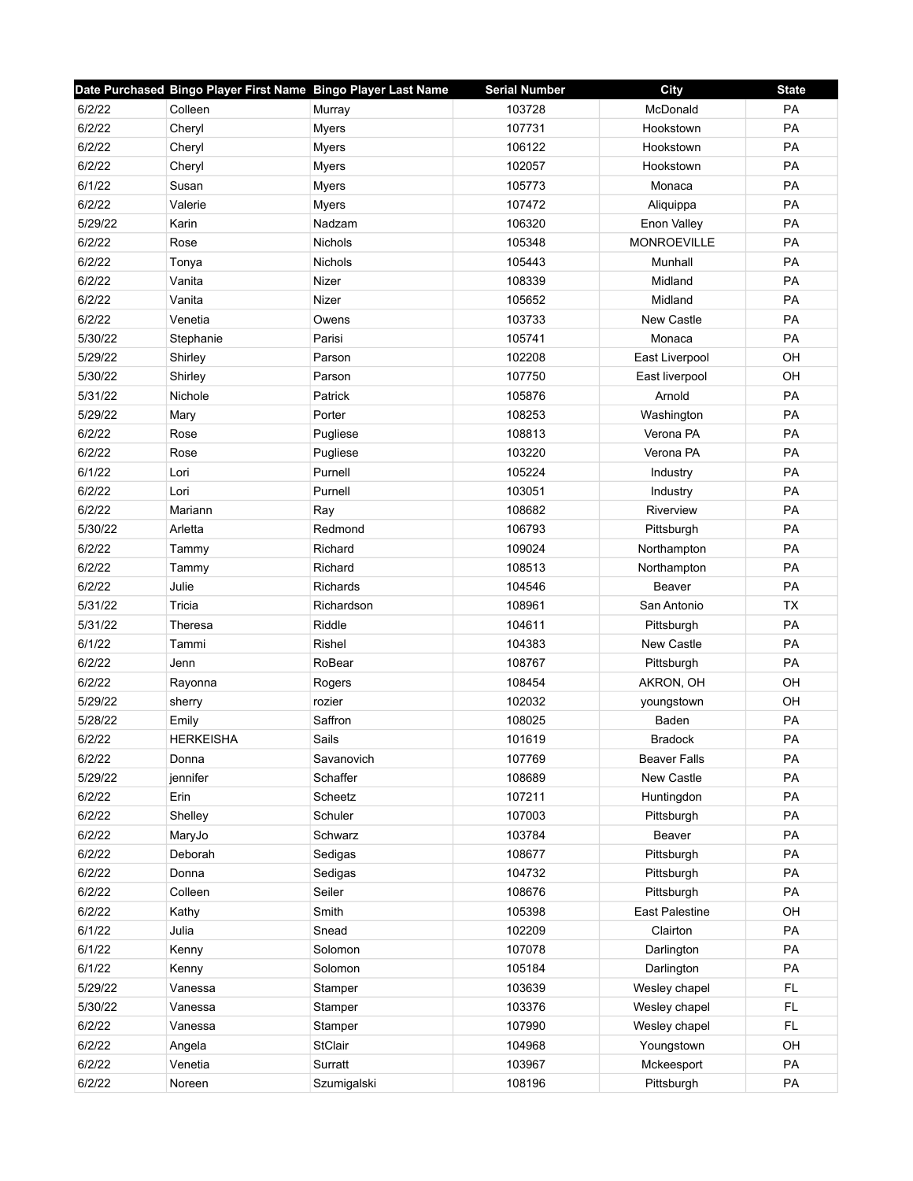| Date Purchased | Bingo Player First Name | Bingo Player Last Name | Serial Number | City | State |
|---|---|---|---|---|---|
| 6/2/22 | Colleen | Murray | 103728 | McDonald | PA |
| 6/2/22 | Cheryl | Myers | 107731 | Hookstown | PA |
| 6/2/22 | Cheryl | Myers | 106122 | Hookstown | PA |
| 6/2/22 | Cheryl | Myers | 102057 | Hookstown | PA |
| 6/1/22 | Susan | Myers | 105773 | Monaca | PA |
| 6/2/22 | Valerie | Myers | 107472 | Aliquippa | PA |
| 5/29/22 | Karin | Nadzam | 106320 | Enon Valley | PA |
| 6/2/22 | Rose | Nichols | 105348 | MONROEVILLE | PA |
| 6/2/22 | Tonya | Nichols | 105443 | Munhall | PA |
| 6/2/22 | Vanita | Nizer | 108339 | Midland | PA |
| 6/2/22 | Vanita | Nizer | 105652 | Midland | PA |
| 6/2/22 | Venetia | Owens | 103733 | New Castle | PA |
| 5/30/22 | Stephanie | Parisi | 105741 | Monaca | PA |
| 5/29/22 | Shirley | Parson | 102208 | East Liverpool | OH |
| 5/30/22 | Shirley | Parson | 107750 | East liverpool | OH |
| 5/31/22 | Nichole | Patrick | 105876 | Arnold | PA |
| 5/29/22 | Mary | Porter | 108253 | Washington | PA |
| 6/2/22 | Rose | Pugliese | 108813 | Verona PA | PA |
| 6/2/22 | Rose | Pugliese | 103220 | Verona PA | PA |
| 6/1/22 | Lori | Purnell | 105224 | Industry | PA |
| 6/2/22 | Lori | Purnell | 103051 | Industry | PA |
| 6/2/22 | Mariann | Ray | 108682 | Riverview | PA |
| 5/30/22 | Arletta | Redmond | 106793 | Pittsburgh | PA |
| 6/2/22 | Tammy | Richard | 109024 | Northampton | PA |
| 6/2/22 | Tammy | Richard | 108513 | Northampton | PA |
| 6/2/22 | Julie | Richards | 104546 | Beaver | PA |
| 5/31/22 | Tricia | Richardson | 108961 | San Antonio | TX |
| 5/31/22 | Theresa | Riddle | 104611 | Pittsburgh | PA |
| 6/1/22 | Tammi | Rishel | 104383 | New Castle | PA |
| 6/2/22 | Jenn | RoBear | 108767 | Pittsburgh | PA |
| 6/2/22 | Rayonna | Rogers | 108454 | AKRON, OH | OH |
| 5/29/22 | sherry | rozier | 102032 | youngstown | OH |
| 5/28/22 | Emily | Saffron | 108025 | Baden | PA |
| 6/2/22 | HERKEISHA | Sails | 101619 | Bradock | PA |
| 6/2/22 | Donna | Savanovich | 107769 | Beaver Falls | PA |
| 5/29/22 | jennifer | Schaffer | 108689 | New Castle | PA |
| 6/2/22 | Erin | Scheetz | 107211 | Huntingdon | PA |
| 6/2/22 | Shelley | Schuler | 107003 | Pittsburgh | PA |
| 6/2/22 | MaryJo | Schwarz | 103784 | Beaver | PA |
| 6/2/22 | Deborah | Sedigas | 108677 | Pittsburgh | PA |
| 6/2/22 | Donna | Sedigas | 104732 | Pittsburgh | PA |
| 6/2/22 | Colleen | Seiler | 108676 | Pittsburgh | PA |
| 6/2/22 | Kathy | Smith | 105398 | East Palestine | OH |
| 6/1/22 | Julia | Snead | 102209 | Clairton | PA |
| 6/1/22 | Kenny | Solomon | 107078 | Darlington | PA |
| 6/1/22 | Kenny | Solomon | 105184 | Darlington | PA |
| 5/29/22 | Vanessa | Stamper | 103639 | Wesley chapel | FL |
| 5/30/22 | Vanessa | Stamper | 103376 | Wesley chapel | FL |
| 6/2/22 | Vanessa | Stamper | 107990 | Wesley chapel | FL |
| 6/2/22 | Angela | StClair | 104968 | Youngstown | OH |
| 6/2/22 | Venetia | Surratt | 103967 | Mckeesport | PA |
| 6/2/22 | Noreen | Szumigalski | 108196 | Pittsburgh | PA |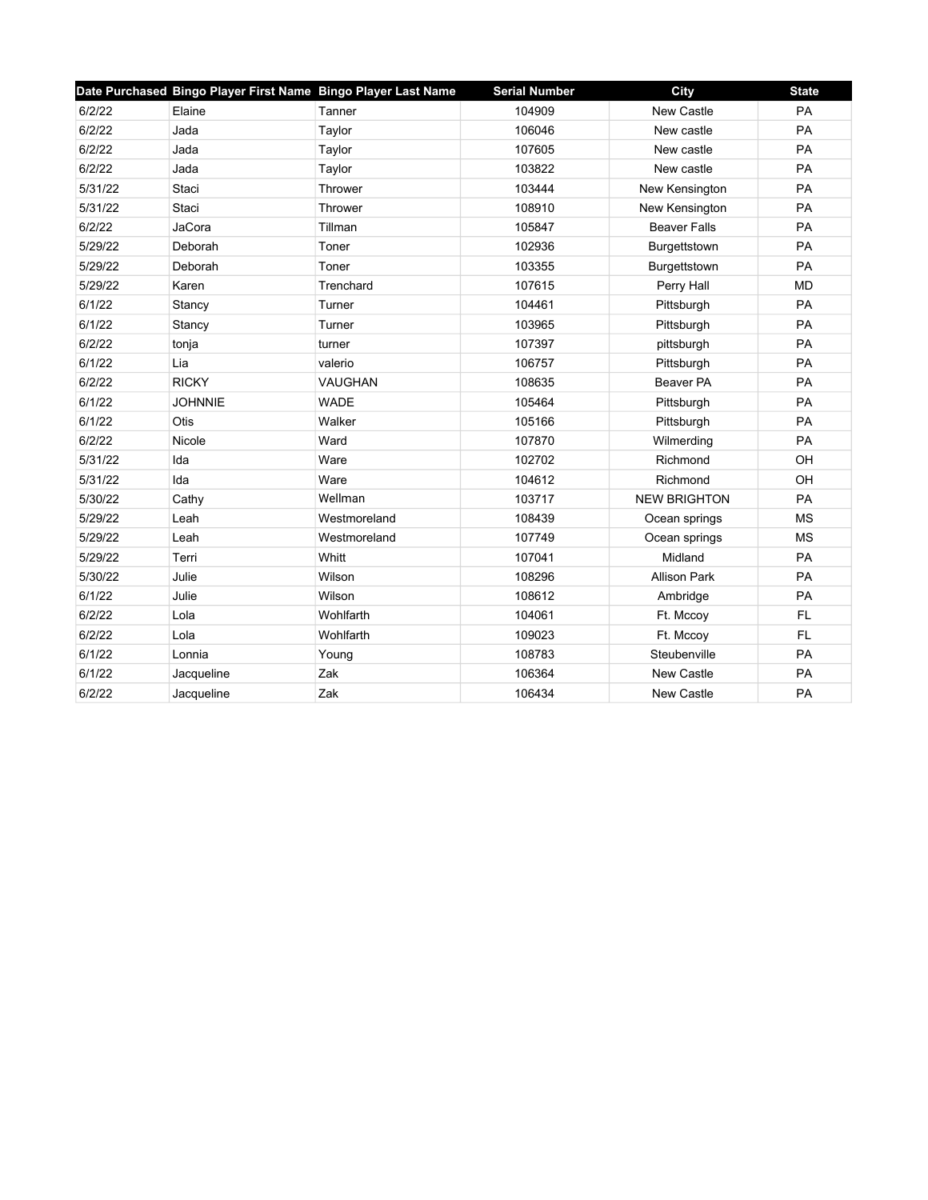| Date Purchased | Bingo Player First Name | Bingo Player Last Name | Serial Number | City | State |
|---|---|---|---|---|---|
| 6/2/22 | Elaine | Tanner | 104909 | New Castle | PA |
| 6/2/22 | Jada | Taylor | 106046 | New castle | PA |
| 6/2/22 | Jada | Taylor | 107605 | New castle | PA |
| 6/2/22 | Jada | Taylor | 103822 | New castle | PA |
| 5/31/22 | Staci | Thrower | 103444 | New Kensington | PA |
| 5/31/22 | Staci | Thrower | 108910 | New Kensington | PA |
| 6/2/22 | JaCora | Tillman | 105847 | Beaver Falls | PA |
| 5/29/22 | Deborah | Toner | 102936 | Burgettstown | PA |
| 5/29/22 | Deborah | Toner | 103355 | Burgettstown | PA |
| 5/29/22 | Karen | Trenchard | 107615 | Perry Hall | MD |
| 6/1/22 | Stancy | Turner | 104461 | Pittsburgh | PA |
| 6/1/22 | Stancy | Turner | 103965 | Pittsburgh | PA |
| 6/2/22 | tonja | turner | 107397 | pittsburgh | PA |
| 6/1/22 | Lia | valerio | 106757 | Pittsburgh | PA |
| 6/2/22 | RICKY | VAUGHAN | 108635 | Beaver PA | PA |
| 6/1/22 | JOHNNIE | WADE | 105464 | Pittsburgh | PA |
| 6/1/22 | Otis | Walker | 105166 | Pittsburgh | PA |
| 6/2/22 | Nicole | Ward | 107870 | Wilmerding | PA |
| 5/31/22 | Ida | Ware | 102702 | Richmond | OH |
| 5/31/22 | Ida | Ware | 104612 | Richmond | OH |
| 5/30/22 | Cathy | Wellman | 103717 | NEW BRIGHTON | PA |
| 5/29/22 | Leah | Westmoreland | 108439 | Ocean springs | MS |
| 5/29/22 | Leah | Westmoreland | 107749 | Ocean springs | MS |
| 5/29/22 | Terri | Whitt | 107041 | Midland | PA |
| 5/30/22 | Julie | Wilson | 108296 | Allison Park | PA |
| 6/1/22 | Julie | Wilson | 108612 | Ambridge | PA |
| 6/2/22 | Lola | Wohlfarth | 104061 | Ft. Mccoy | FL |
| 6/2/22 | Lola | Wohlfarth | 109023 | Ft. Mccoy | FL |
| 6/1/22 | Lonnia | Young | 108783 | Steubenville | PA |
| 6/1/22 | Jacqueline | Zak | 106364 | New Castle | PA |
| 6/2/22 | Jacqueline | Zak | 106434 | New Castle | PA |